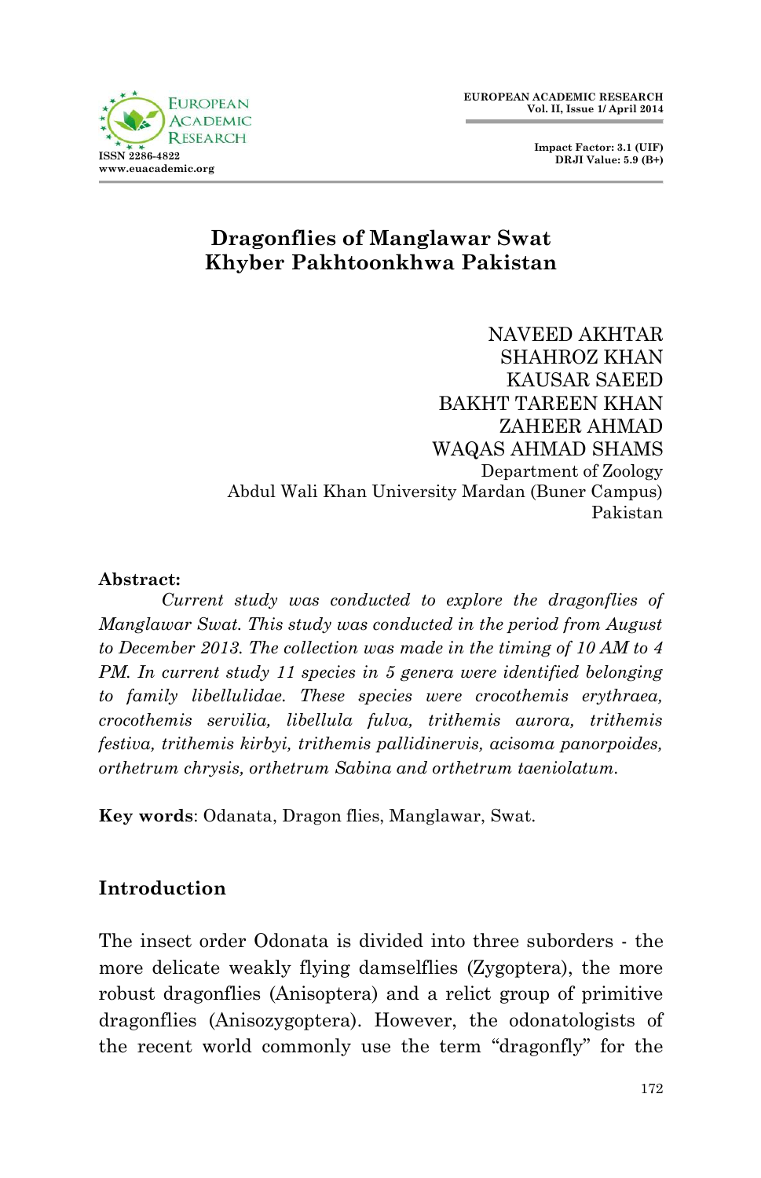# Dragonflies of Manglawar Swat Khyber Pakhtoonkhwa Pakistan

NAVEED AKHTAR
SHAHROZ KHAN
KAUSAR SAEED
BAKHT TAREEN KHAN
ZAHEER AHMAD
WAQAS AHMAD SHAMS
Department of Zoology
Abdul Wali Khan University Mardan (Buner Campus)
Pakistan

**Abstract:**

*Current study was conducted to explore the dragonflies of Manglawar Swat. This study was conducted in the period from August to December 2013. The collection was made in the timing of 10 AM to 4 PM. In current study 11 species in 5 genera were identified belonging to family libellulidae. These species were crocothemis erythraea, crocothemis servilia, libellula fulva, trithemis aurora, trithemis festiva, trithemis kirbyi, trithemis pallidinervis, acisoma panorpoides, orthetrum chrysis, orthetrum Sabina and orthetrum taeniolatum.*

**Key words**: Odanata, Dragon flies, Manglawar, Swat.

## Introduction

The insect order Odonata is divided into three suborders - the more delicate weakly flying damselflies (Zygoptera), the more robust dragonflies (Anisoptera) and a relict group of primitive dragonflies (Anisozygoptera). However, the odonatologists of the recent world commonly use the term "dragonfly" for the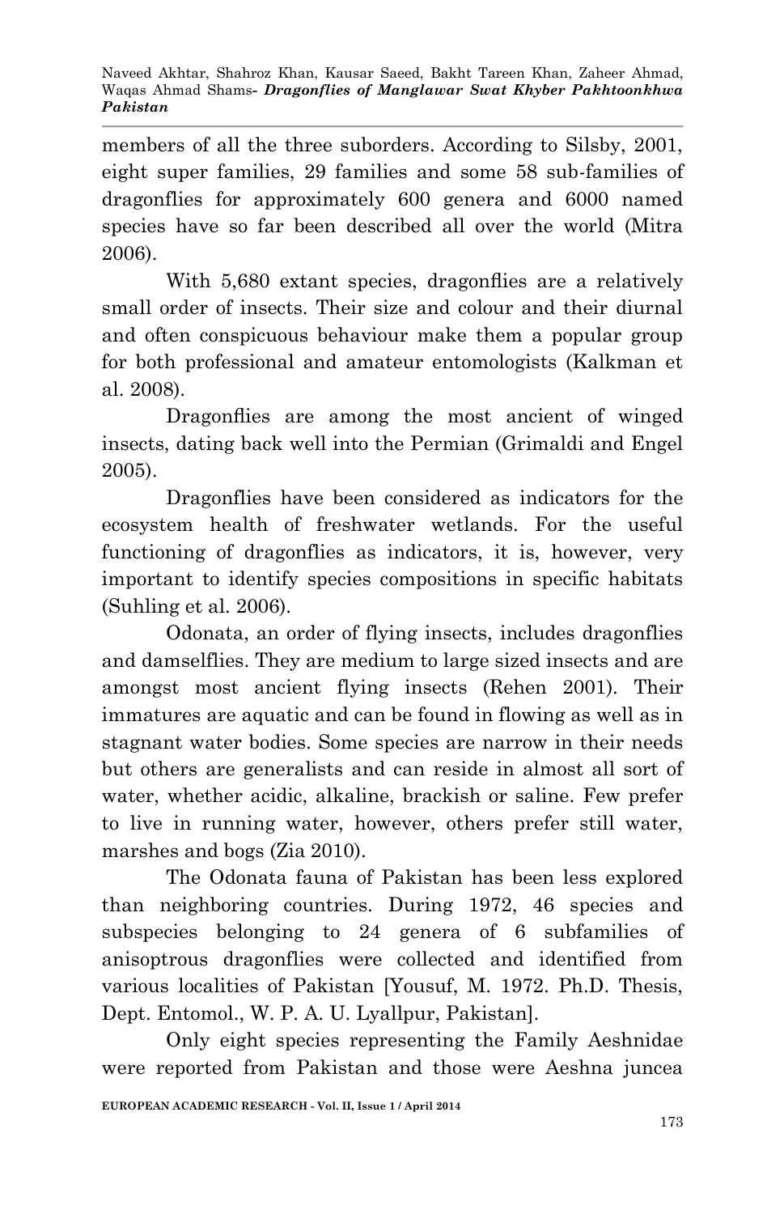members of all the three suborders. According to Silsby, 2001, eight super families, 29 families and some 58 sub-families of dragonflies for approximately 600 genera and 6000 named species have so far been described all over the world (Mitra 2006).

With 5,680 extant species, dragonflies are a relatively small order of insects. Their size and colour and their diurnal and often conspicuous behaviour make them a popular group for both professional and amateur entomologists (Kalkman et al. 2008).

Dragonflies are among the most ancient of winged insects, dating back well into the Permian (Grimaldi and Engel 2005).

Dragonflies have been considered as indicators for the ecosystem health of freshwater wetlands. For the useful functioning of dragonflies as indicators, it is, however, very important to identify species compositions in specific habitats (Suhling et al. 2006).

Odonata, an order of flying insects, includes dragonflies and damselflies. They are medium to large sized insects and are amongst most ancient flying insects (Rehen 2001). Their immatures are aquatic and can be found in flowing as well as in stagnant water bodies. Some species are narrow in their needs but others are generalists and can reside in almost all sort of water, whether acidic, alkaline, brackish or saline. Few prefer to live in running water, however, others prefer still water, marshes and bogs (Zia 2010).

The Odonata fauna of Pakistan has been less explored than neighboring countries. During 1972, 46 species and subspecies belonging to 24 genera of 6 subfamilies of anisoptrous dragonflies were collected and identified from various localities of Pakistan [Yousuf, M. 1972. Ph.D. Thesis, Dept. Entomol., W. P. A. U. Lyallpur, Pakistan].

Only eight species representing the Family Aeshnidae were reported from Pakistan and those were Aeshna juncea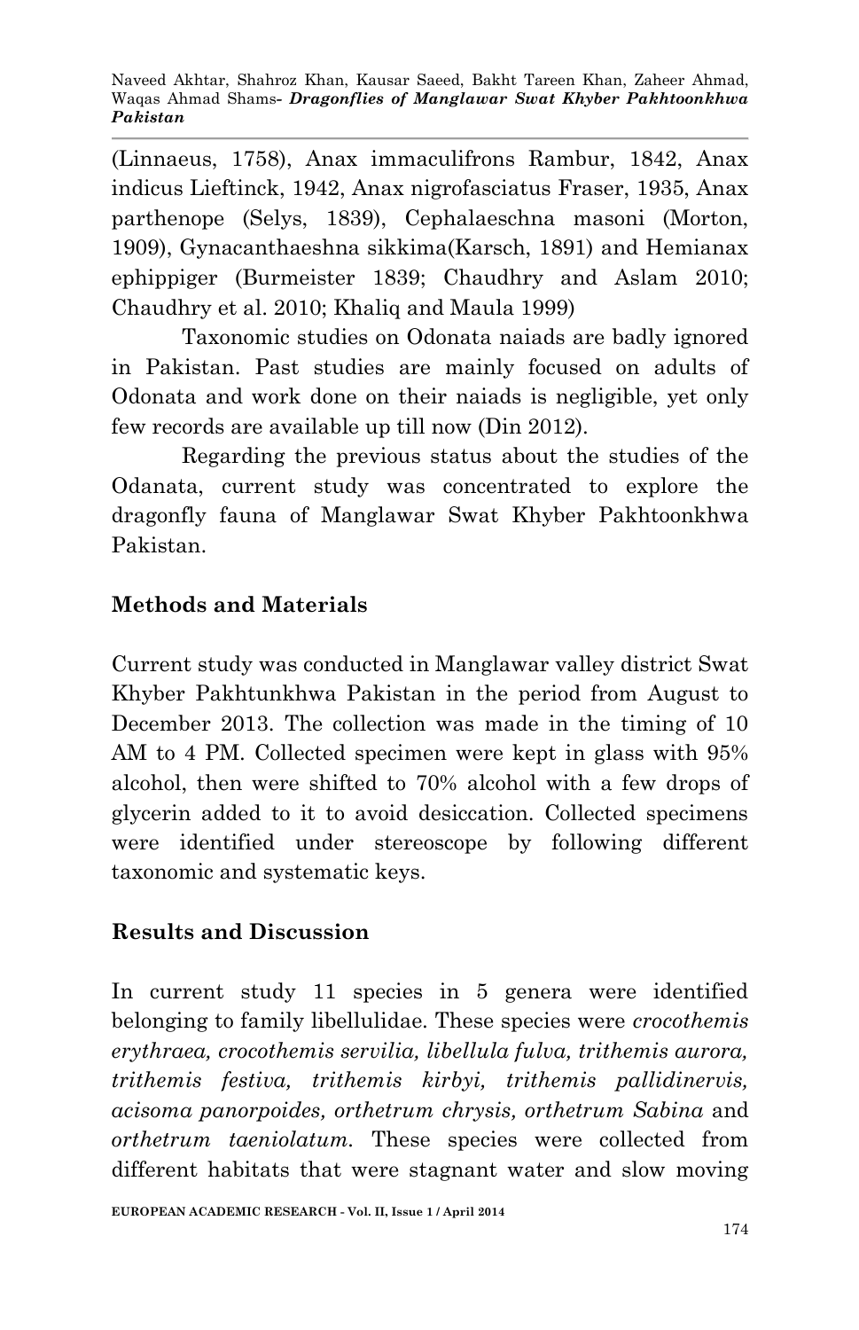(Linnaeus, 1758), Anax immaculifrons Rambur, 1842, Anax indicus Lieftinck, 1942, Anax nigrofasciatus Fraser, 1935, Anax parthenope (Selys, 1839), Cephalaeschna masoni (Morton, 1909), Gynacanthaeshna sikkima(Karsch, 1891) and Hemianax ephippiger (Burmeister 1839; Chaudhry and Aslam 2010; Chaudhry et al. 2010; Khaliq and Maula 1999)

Taxonomic studies on Odonata naiads are badly ignored in Pakistan. Past studies are mainly focused on adults of Odonata and work done on their naiads is negligible, yet only few records are available up till now (Din 2012).

Regarding the previous status about the studies of the Odanata, current study was concentrated to explore the dragonfly fauna of Manglawar Swat Khyber Pakhtoonkhwa Pakistan.

## Methods and Materials

Current study was conducted in Manglawar valley district Swat Khyber Pakhtunkhwa Pakistan in the period from August to December 2013. The collection was made in the timing of 10 AM to 4 PM. Collected specimen were kept in glass with 95% alcohol, then were shifted to 70% alcohol with a few drops of glycerin added to it to avoid desiccation. Collected specimens were identified under stereoscope by following different taxonomic and systematic keys.

## Results and Discussion

In current study 11 species in 5 genera were identified belonging to family libellulidae. These species were *crocothemis erythraea, crocothemis servilia, libellula fulva, trithemis aurora, trithemis festiva, trithemis kirbyi, trithemis pallidinervis, acisoma panorpoides, orthetrum chrysis, orthetrum Sabina* and *orthetrum taeniolatum*. These species were collected from different habitats that were stagnant water and slow moving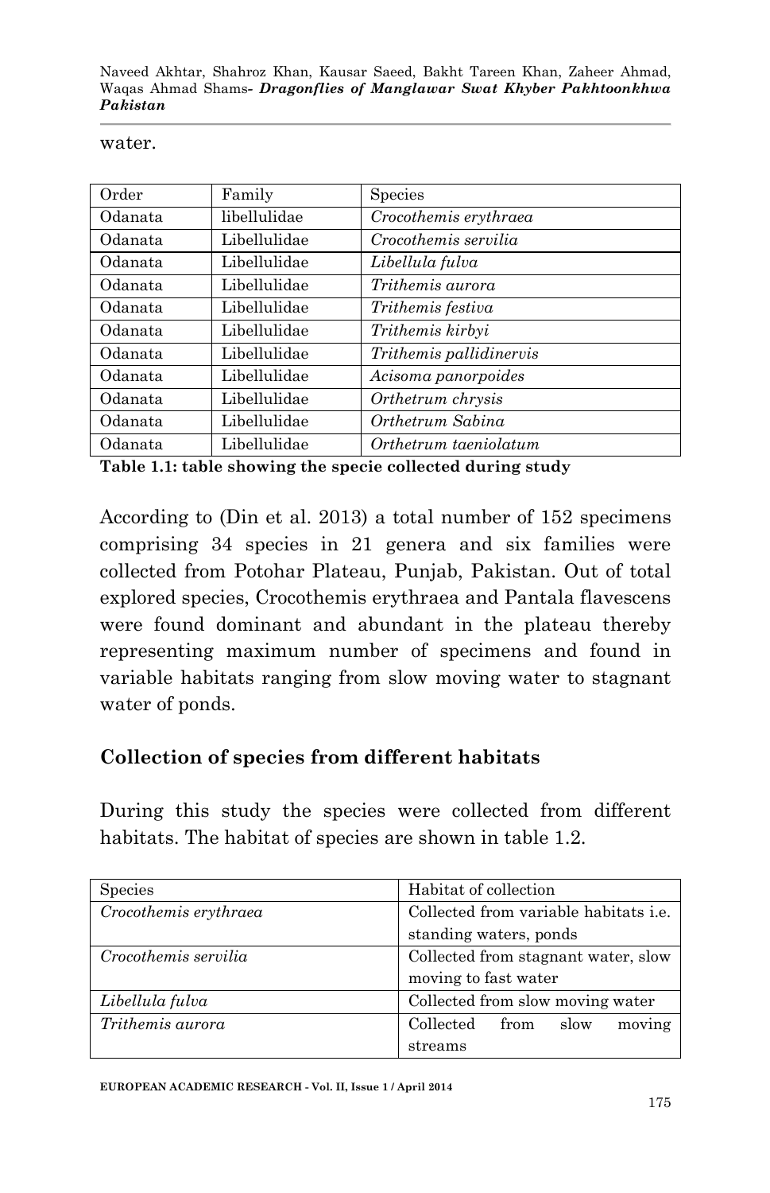water.

| Order | Family | Species |
|---|---|---|
| Odanata | libellulidae | *Crocothemis erythraea* |
| Odanata | Libellulidae | *Crocothemis servilia* |
| Odanata | Libellulidae | *Libellula fulva* |
| Odanata | Libellulidae | *Trithemis aurora* |
| Odanata | Libellulidae | *Trithemis festiva* |
| Odanata | Libellulidae | *Trithemis kirbyi* |
| Odanata | Libellulidae | *Trithemis pallidinervis* |
| Odanata | Libellulidae | *Acisoma panorpoides* |
| Odanata | Libellulidae | *Orthetrum chrysis* |
| Odanata | Libellulidae | *Orthetrum Sabina* |
| Odanata | Libellulidae | *Orthetrum taeniolatum* |

**Table 1.1: table showing the specie collected during study**

According to (Din et al. 2013) a total number of 152 specimens comprising 34 species in 21 genera and six families were collected from Potohar Plateau, Punjab, Pakistan. Out of total explored species, Crocothemis erythraea and Pantala flavescens were found dominant and abundant in the plateau thereby representing maximum number of specimens and found in variable habitats ranging from slow moving water to stagnant water of ponds.

## Collection of species from different habitats

During this study the species were collected from different habitats. The habitat of species are shown in table 1.2.

| Species | Habitat of collection |
|---|---|
| *Crocothemis erythraea* | Collected from variable habitats i.e. standing waters, ponds |
| *Crocothemis servilia* | Collected from stagnant water, slow moving to fast water |
| *Libellula fulva* | Collected from slow moving water |
| *Trithemis aurora* | Collected from slow moving streams |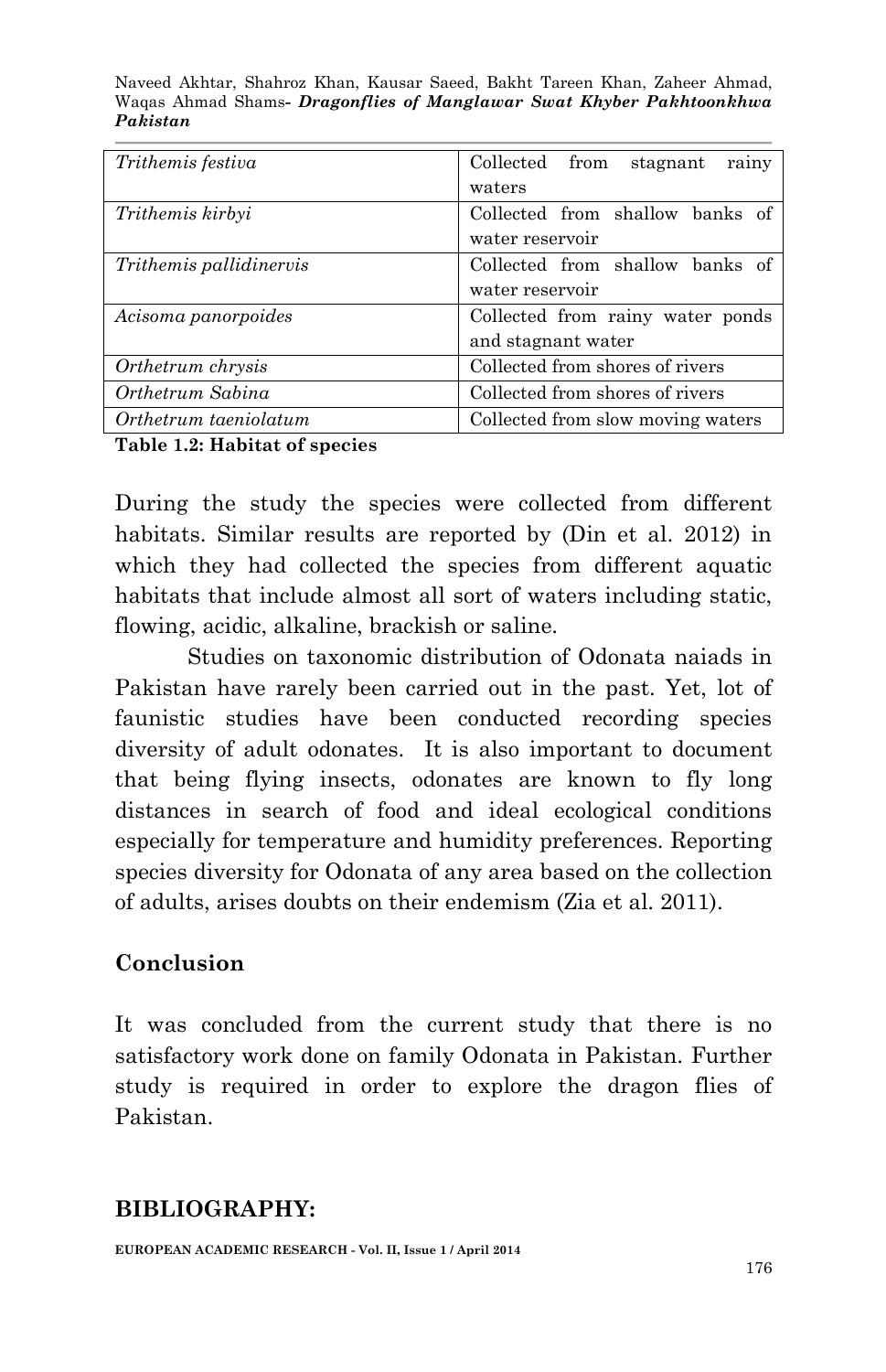| | |
|---|---|
| *Trithemis festiva* | Collected from stagnant rainy waters |
| *Trithemis kirbyi* | Collected from shallow banks of water reservoir |
| *Trithemis pallidinervis* | Collected from shallow banks of water reservoir |
| *Acisoma panorpoides* | Collected from rainy water ponds and stagnant water |
| *Orthetrum chrysis* | Collected from shores of rivers |
| *Orthetrum Sabina* | Collected from shores of rivers |
| *Orthetrum taeniolatum* | Collected from slow moving waters |

**Table 1.2: Habitat of species**

During the study the species were collected from different habitats. Similar results are reported by (Din et al. 2012) in which they had collected the species from different aquatic habitats that include almost all sort of waters including static, flowing, acidic, alkaline, brackish or saline.

Studies on taxonomic distribution of Odonata naiads in Pakistan have rarely been carried out in the past. Yet, lot of faunistic studies have been conducted recording species diversity of adult odonates. It is also important to document that being flying insects, odonates are known to fly long distances in search of food and ideal ecological conditions especially for temperature and humidity preferences. Reporting species diversity for Odonata of any area based on the collection of adults, arises doubts on their endemism (Zia et al. 2011).

## Conclusion

It was concluded from the current study that there is no satisfactory work done on family Odonata in Pakistan. Further study is required in order to explore the dragon flies of Pakistan.

## BIBLIOGRAPHY: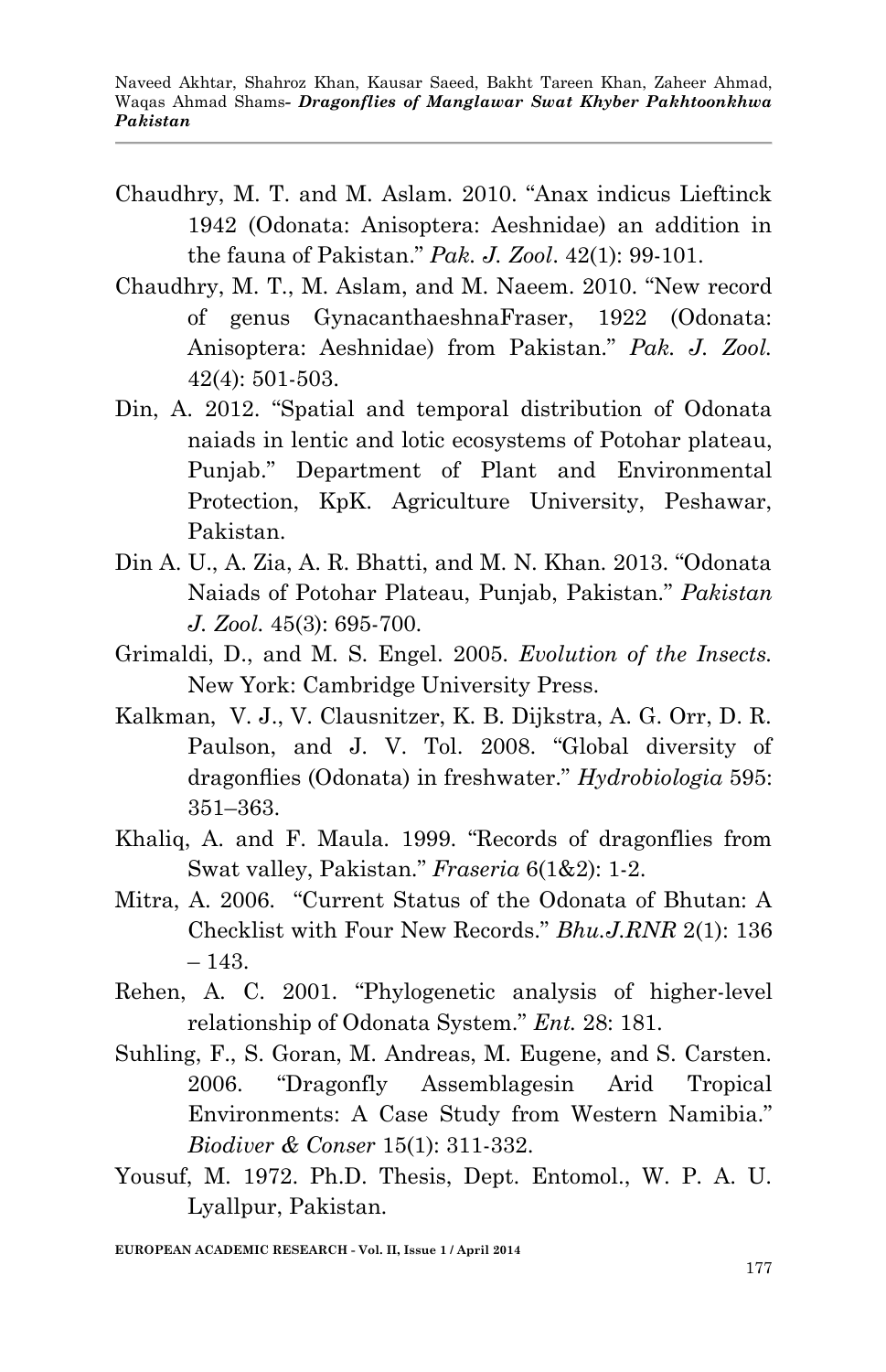Chaudhry, M. T. and M. Aslam. 2010. "Anax indicus Lieftinck 1942 (Odonata: Anisoptera: Aeshnidae) an addition in the fauna of Pakistan." *Pak. J. Zool*. 42(1): 99-101.

Chaudhry, M. T., M. Aslam, and M. Naeem. 2010. "New record of genus GynacanthaeshnaFraser, 1922 (Odonata: Anisoptera: Aeshnidae) from Pakistan." *Pak. J. Zool.* 42(4): 501-503.

Din, A. 2012. "Spatial and temporal distribution of Odonata naiads in lentic and lotic ecosystems of Potohar plateau, Punjab." Department of Plant and Environmental Protection, KpK. Agriculture University, Peshawar, Pakistan.

Din A. U., A. Zia, A. R. Bhatti, and M. N. Khan. 2013. "Odonata Naiads of Potohar Plateau, Punjab, Pakistan." *Pakistan J. Zool.* 45(3): 695-700.

Grimaldi, D., and M. S. Engel. 2005. *Evolution of the Insects.* New York: Cambridge University Press.

Kalkman, V. J., V. Clausnitzer, K. B. Dijkstra, A. G. Orr, D. R. Paulson, and J. V. Tol. 2008. "Global diversity of dragonflies (Odonata) in freshwater." *Hydrobiologia* 595: 351–363.

Khaliq, A. and F. Maula. 1999. "Records of dragonflies from Swat valley, Pakistan." *Fraseria* 6(1&2): 1-2.

Mitra, A. 2006. "Current Status of the Odonata of Bhutan: A Checklist with Four New Records." *Bhu.J.RNR* 2(1): 136 – 143.

Rehen, A. C. 2001. "Phylogenetic analysis of higher-level relationship of Odonata System." *Ent.* 28: 181.

Suhling, F., S. Goran, M. Andreas, M. Eugene, and S. Carsten. 2006. "Dragonfly Assemblagesin Arid Tropical Environments: A Case Study from Western Namibia." *Biodiver & Conser* 15(1): 311-332.

Yousuf, M. 1972. Ph.D. Thesis, Dept. Entomol., W. P. A. U. Lyallpur, Pakistan.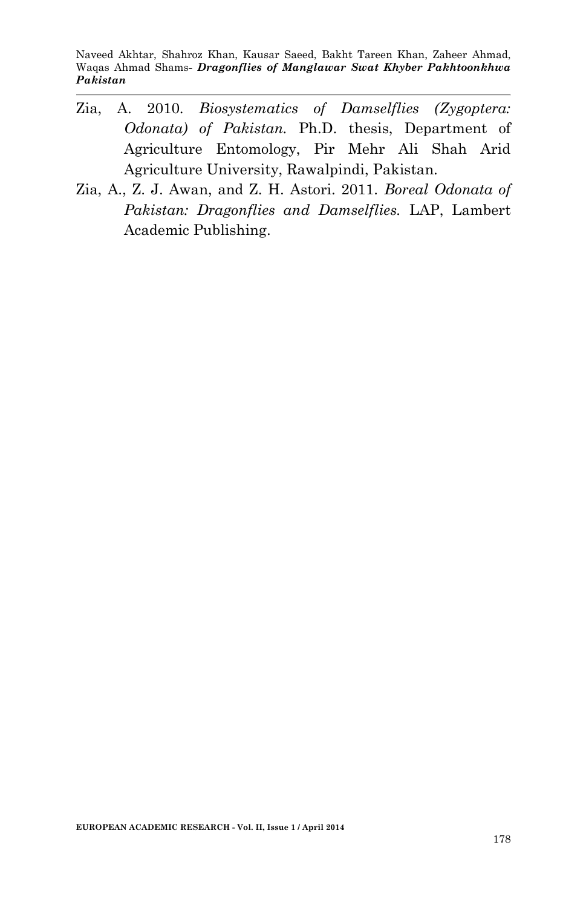Zia, A. 2010. *Biosystematics of Damselflies (Zygoptera: Odonata) of Pakistan.* Ph.D. thesis, Department of Agriculture Entomology, Pir Mehr Ali Shah Arid Agriculture University, Rawalpindi, Pakistan.

Zia, A., Z. J. Awan, and Z. H. Astori. 2011. *Boreal Odonata of Pakistan: Dragonflies and Damselflies.* LAP, Lambert Academic Publishing.